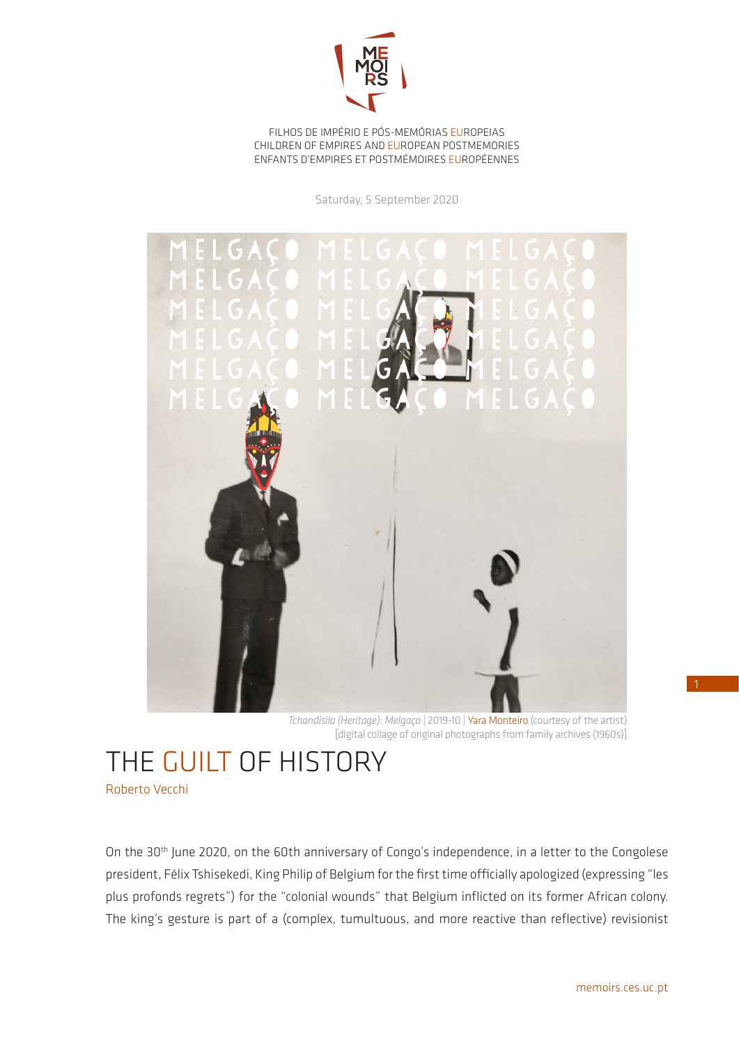FILHOS DE IMPÉRIO E PÓS-MEMÓRIAS EUROPEIAS
CHILDREN OF EMPIRES AND EUROPEAN POSTMEMORIES
ENFANTS D'EMPIRES ET POSTMÉMOIRES EUROPÉENNES

Saturday, 5 September 2020

*Tchandisila (Heritage): Melgaço* | 2019-10 | Yara Monteiro (courtesy of the artist)
[digital collage of original photographs from family archives (1960s)]

# THE GUILT OF HISTORY

Roberto Vecchi

On the 30th June 2020, on the 60th anniversary of Congo's independence, in a letter to the Congolese president, Félix Tshisekedi, King Philip of Belgium for the first time officially apologized (expressing "les plus profonds regrets") for the "colonial wounds" that Belgium inflicted on its former African colony. The king's gesture is part of a (complex, tumultuous, and more reactive than reflective) revisionist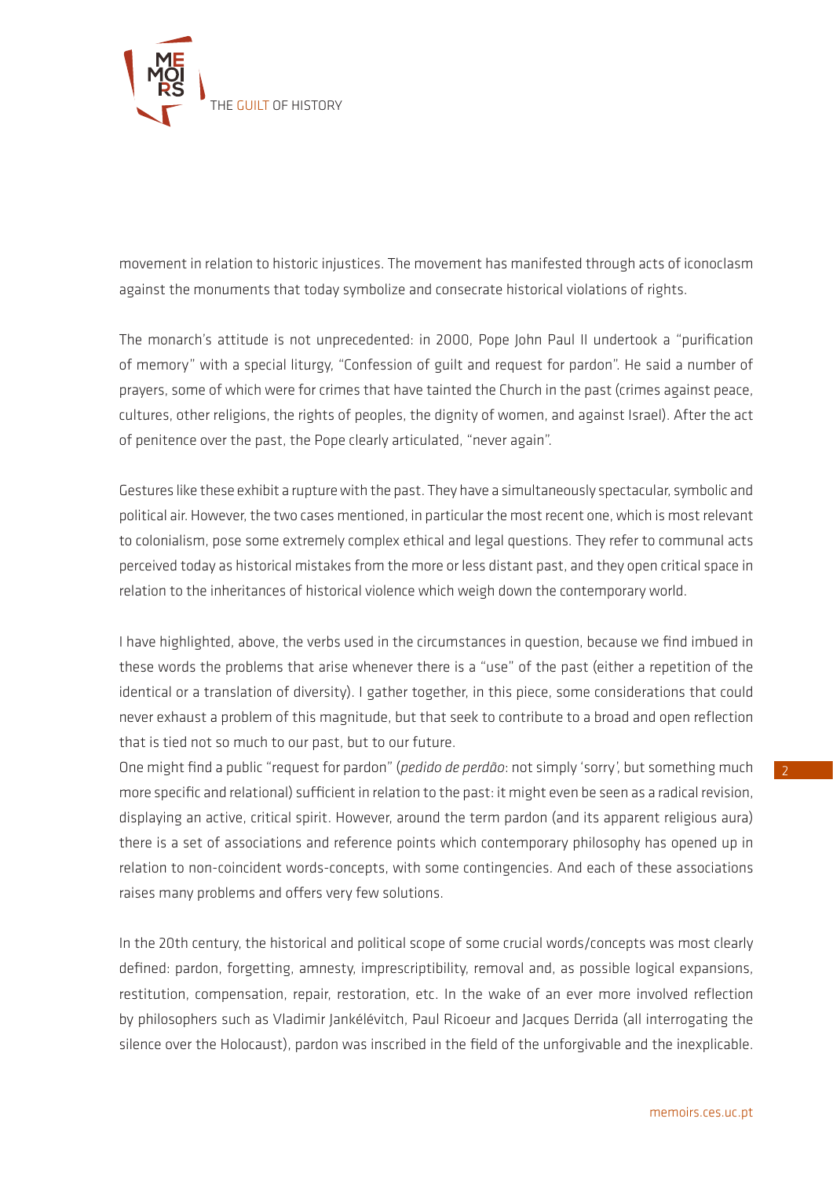movement in relation to historic injustices. The movement has manifested through acts of iconoclasm against the monuments that today symbolize and consecrate historical violations of rights.

The monarch's attitude is not unprecedented: in 2000, Pope John Paul II undertook a "purification of memory" with a special liturgy, "Confession of guilt and request for pardon". He said a number of prayers, some of which were for crimes that have tainted the Church in the past (crimes against peace, cultures, other religions, the rights of peoples, the dignity of women, and against Israel). After the act of penitence over the past, the Pope clearly articulated, "never again".

Gestures like these exhibit a rupture with the past. They have a simultaneously spectacular, symbolic and political air. However, the two cases mentioned, in particular the most recent one, which is most relevant to colonialism, pose some extremely complex ethical and legal questions. They refer to communal acts perceived today as historical mistakes from the more or less distant past, and they open critical space in relation to the inheritances of historical violence which weigh down the contemporary world.

I have highlighted, above, the verbs used in the circumstances in question, because we find imbued in these words the problems that arise whenever there is a "use" of the past (either a repetition of the identical or a translation of diversity). I gather together, in this piece, some considerations that could never exhaust a problem of this magnitude, but that seek to contribute to a broad and open reflection that is tied not so much to our past, but to our future.

One might find a public "request for pardon" (*pedido de perdão*: not simply 'sorry', but something much more specific and relational) sufficient in relation to the past: it might even be seen as a radical revision, displaying an active, critical spirit. However, around the term pardon (and its apparent religious aura) there is a set of associations and reference points which contemporary philosophy has opened up in relation to non-coincident words-concepts, with some contingencies. And each of these associations raises many problems and offers very few solutions.

In the 20th century, the historical and political scope of some crucial words/concepts was most clearly defined: pardon, forgetting, amnesty, imprescriptibility, removal and, as possible logical expansions, restitution, compensation, repair, restoration, etc. In the wake of an ever more involved reflection by philosophers such as Vladimir Jankélévitch, Paul Ricoeur and Jacques Derrida (all interrogating the silence over the Holocaust), pardon was inscribed in the field of the unforgivable and the inexplicable.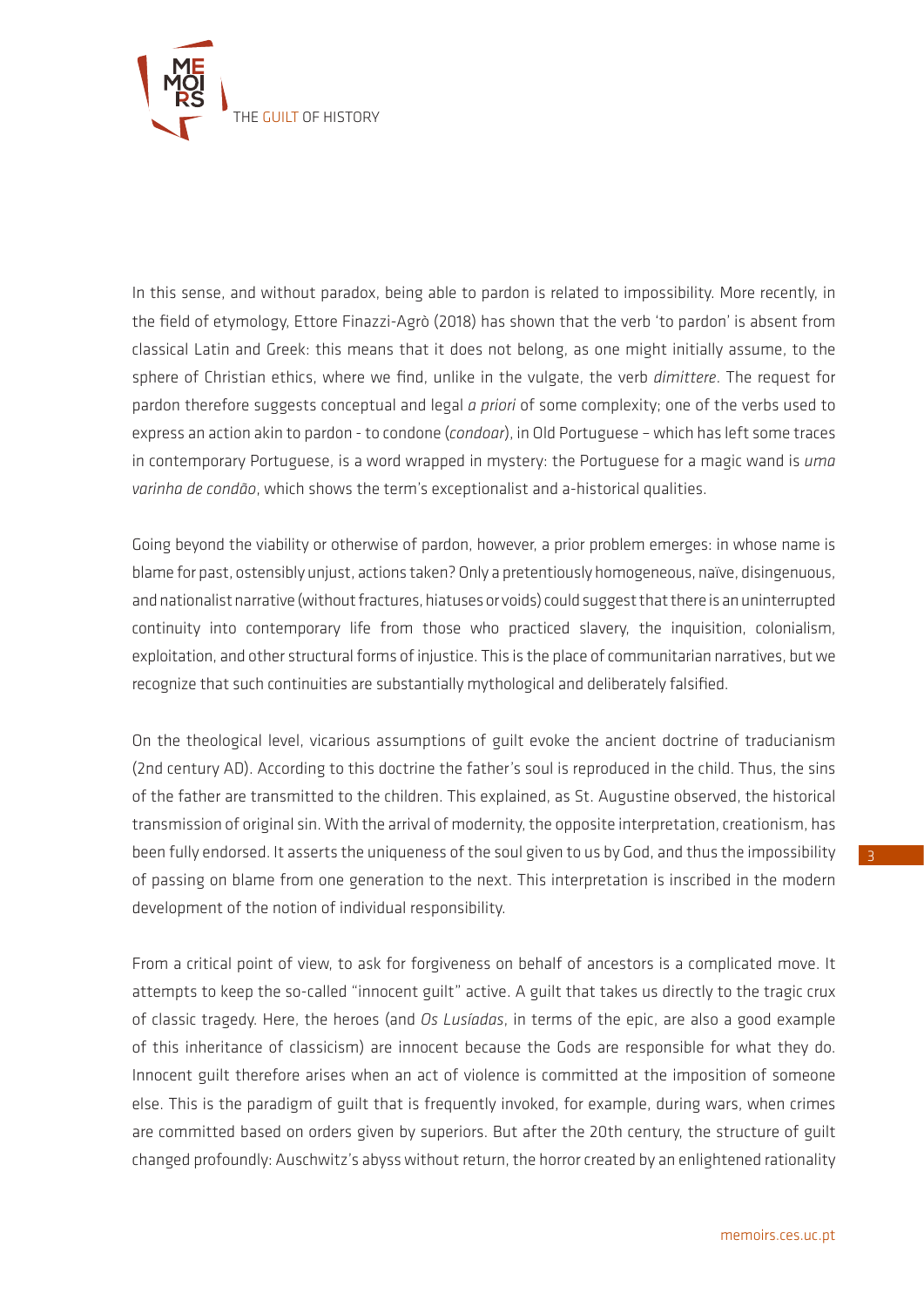In this sense, and without paradox, being able to pardon is related to impossibility. More recently, in the field of etymology, Ettore Finazzi-Agrò (2018) has shown that the verb 'to pardon' is absent from classical Latin and Greek: this means that it does not belong, as one might initially assume, to the sphere of Christian ethics, where we find, unlike in the vulgate, the verb *dimittere*. The request for pardon therefore suggests conceptual and legal *a priori* of some complexity; one of the verbs used to express an action akin to pardon - to condone (*condoar*), in Old Portuguese – which has left some traces in contemporary Portuguese, is a word wrapped in mystery: the Portuguese for a magic wand is *uma varinha de condão*, which shows the term's exceptionalist and a-historical qualities.

Going beyond the viability or otherwise of pardon, however, a prior problem emerges: in whose name is blame for past, ostensibly unjust, actions taken? Only a pretentiously homogeneous, naïve, disingenuous, and nationalist narrative (without fractures, hiatuses or voids) could suggest that there is an uninterrupted continuity into contemporary life from those who practiced slavery, the inquisition, colonialism, exploitation, and other structural forms of injustice. This is the place of communitarian narratives, but we recognize that such continuities are substantially mythological and deliberately falsified.

On the theological level, vicarious assumptions of guilt evoke the ancient doctrine of traducianism (2nd century AD). According to this doctrine the father's soul is reproduced in the child. Thus, the sins of the father are transmitted to the children. This explained, as St. Augustine observed, the historical transmission of original sin. With the arrival of modernity, the opposite interpretation, creationism, has been fully endorsed. It asserts the uniqueness of the soul given to us by God, and thus the impossibility of passing on blame from one generation to the next. This interpretation is inscribed in the modern development of the notion of individual responsibility.

From a critical point of view, to ask for forgiveness on behalf of ancestors is a complicated move. It attempts to keep the so-called "innocent guilt" active. A guilt that takes us directly to the tragic crux of classic tragedy. Here, the heroes (and *Os Lusíadas*, in terms of the epic, are also a good example of this inheritance of classicism) are innocent because the Gods are responsible for what they do. Innocent guilt therefore arises when an act of violence is committed at the imposition of someone else. This is the paradigm of guilt that is frequently invoked, for example, during wars, when crimes are committed based on orders given by superiors. But after the 20th century, the structure of guilt changed profoundly: Auschwitz's abyss without return, the horror created by an enlightened rationality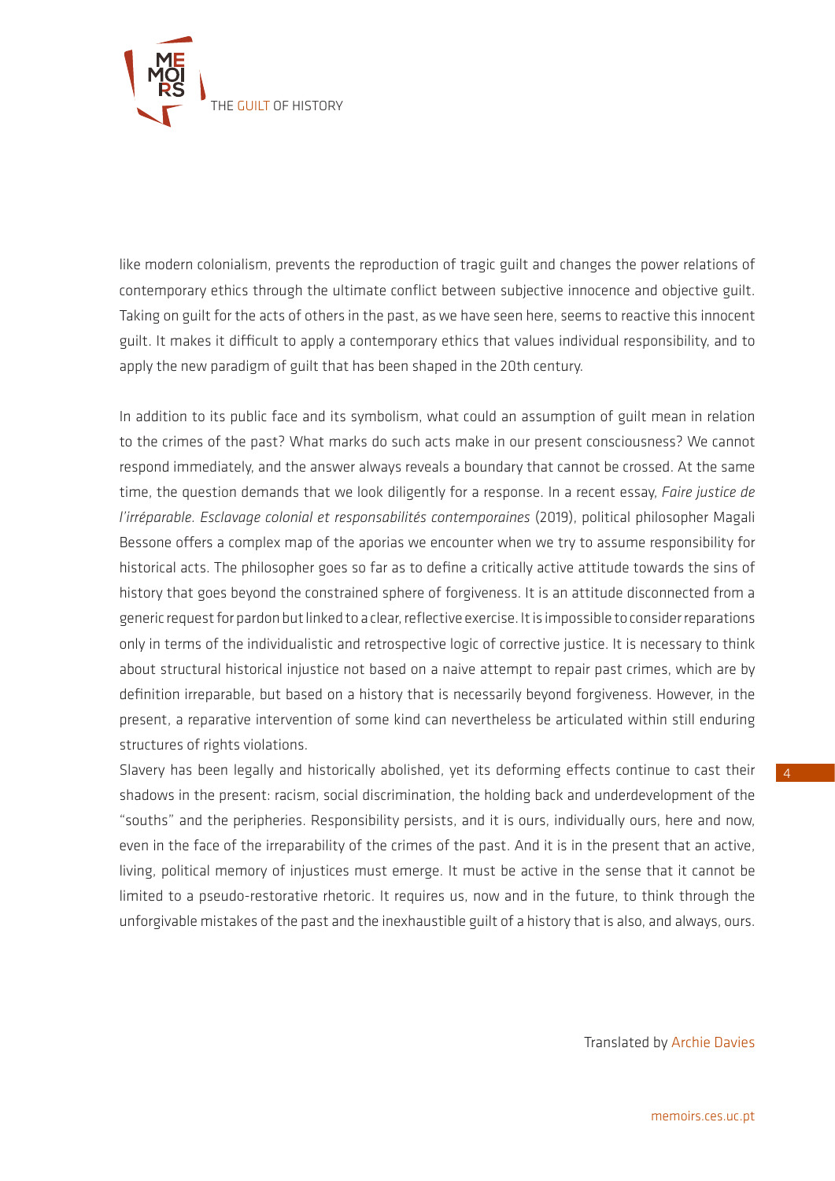like modern colonialism, prevents the reproduction of tragic guilt and changes the power relations of contemporary ethics through the ultimate conflict between subjective innocence and objective guilt. Taking on guilt for the acts of others in the past, as we have seen here, seems to reactive this innocent guilt. It makes it difficult to apply a contemporary ethics that values individual responsibility, and to apply the new paradigm of guilt that has been shaped in the 20th century.

In addition to its public face and its symbolism, what could an assumption of guilt mean in relation to the crimes of the past? What marks do such acts make in our present consciousness? We cannot respond immediately, and the answer always reveals a boundary that cannot be crossed. At the same time, the question demands that we look diligently for a response. In a recent essay, *Faire justice de l'irréparable. Esclavage colonial et responsabilités contemporaines* (2019), political philosopher Magali Bessone offers a complex map of the aporias we encounter when we try to assume responsibility for historical acts. The philosopher goes so far as to define a critically active attitude towards the sins of history that goes beyond the constrained sphere of forgiveness. It is an attitude disconnected from a generic request for pardon but linked to a clear, reflective exercise. It is impossible to consider reparations only in terms of the individualistic and retrospective logic of corrective justice. It is necessary to think about structural historical injustice not based on a naive attempt to repair past crimes, which are by definition irreparable, but based on a history that is necessarily beyond forgiveness. However, in the present, a reparative intervention of some kind can nevertheless be articulated within still enduring structures of rights violations.

Slavery has been legally and historically abolished, yet its deforming effects continue to cast their shadows in the present: racism, social discrimination, the holding back and underdevelopment of the "souths" and the peripheries. Responsibility persists, and it is ours, individually ours, here and now, even in the face of the irreparability of the crimes of the past. And it is in the present that an active, living, political memory of injustices must emerge. It must be active in the sense that it cannot be limited to a pseudo-restorative rhetoric. It requires us, now and in the future, to think through the unforgivable mistakes of the past and the inexhaustible guilt of a history that is also, and always, ours.

Translated by Archie Davies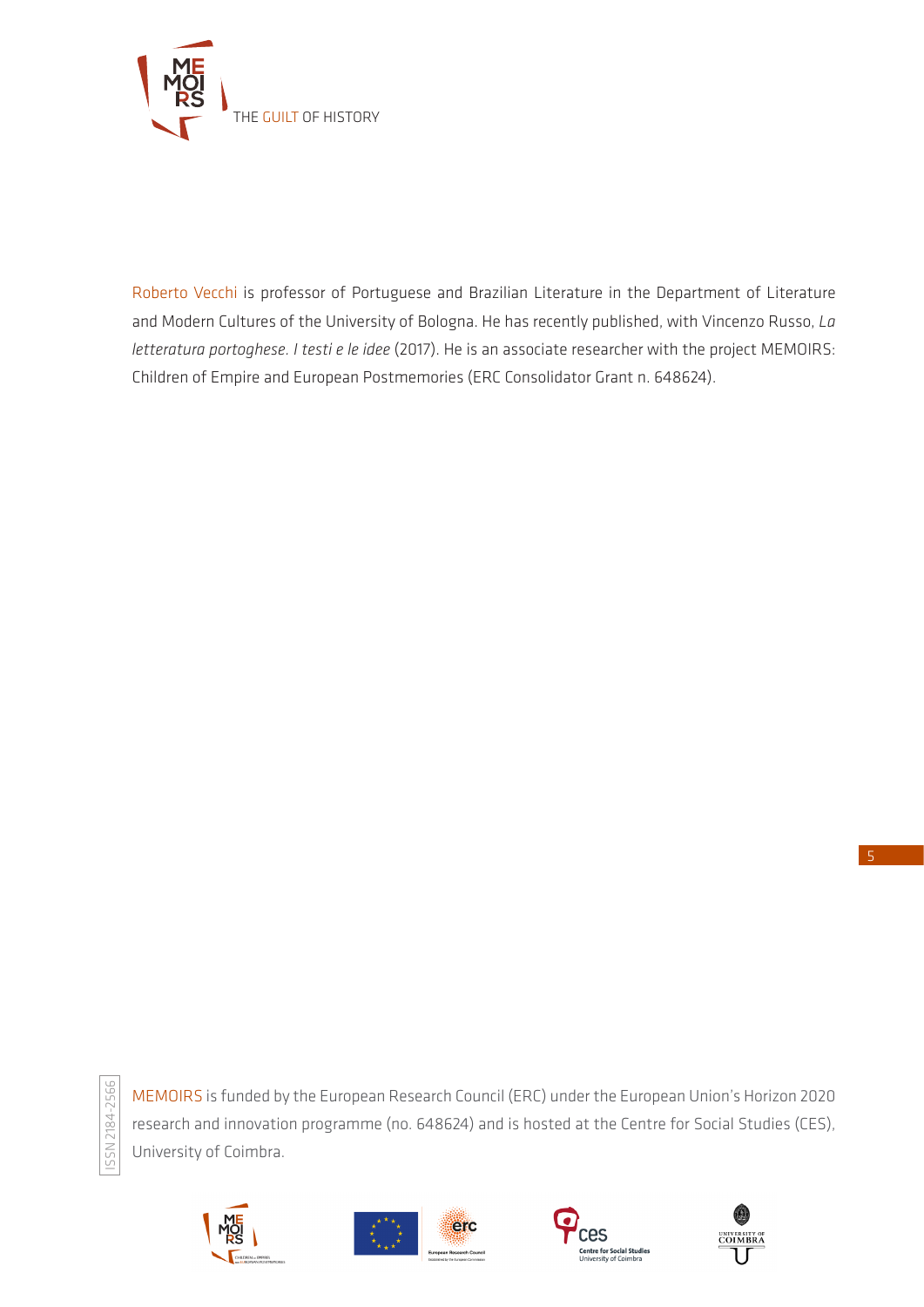Roberto Vecchi is professor of Portuguese and Brazilian Literature in the Department of Literature and Modern Cultures of the University of Bologna. He has recently published, with Vincenzo Russo, *La letteratura portoghese. I testi e le idee* (2017). He is an associate researcher with the project MEMOIRS: Children of Empire and European Postmemories (ERC Consolidator Grant n. 648624).

MEMOIRS is funded by the European Research Council (ERC) under the European Union's Horizon 2020 research and innovation programme (no. 648624) and is hosted at the Centre for Social Studies (CES), University of Coimbra.

ISSN 2184-2566